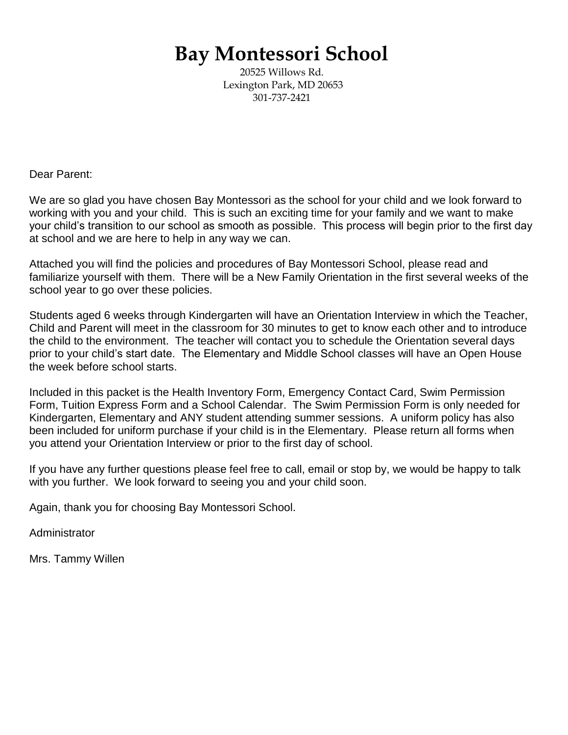# Bay Montessori School

20525 Willows Rd.
Lexington Park, MD 20653
301-737-2421

Dear Parent:

We are so glad you have chosen Bay Montessori as the school for your child and we look forward to working with you and your child. This is such an exciting time for your family and we want to make your child's transition to our school as smooth as possible. This process will begin prior to the first day at school and we are here to help in any way we can.

Attached you will find the policies and procedures of Bay Montessori School, please read and familiarize yourself with them. There will be a New Family Orientation in the first several weeks of the school year to go over these policies.

Students aged 6 weeks through Kindergarten will have an Orientation Interview in which the Teacher, Child and Parent will meet in the classroom for 30 minutes to get to know each other and to introduce the child to the environment. The teacher will contact you to schedule the Orientation several days prior to your child's start date. The Elementary and Middle School classes will have an Open House the week before school starts.

Included in this packet is the Health Inventory Form, Emergency Contact Card, Swim Permission Form, Tuition Express Form and a School Calendar. The Swim Permission Form is only needed for Kindergarten, Elementary and ANY student attending summer sessions. A uniform policy has also been included for uniform purchase if your child is in the Elementary. Please return all forms when you attend your Orientation Interview or prior to the first day of school.

If you have any further questions please feel free to call, email or stop by, we would be happy to talk with you further. We look forward to seeing you and your child soon.

Again, thank you for choosing Bay Montessori School.

Administrator

Mrs. Tammy Willen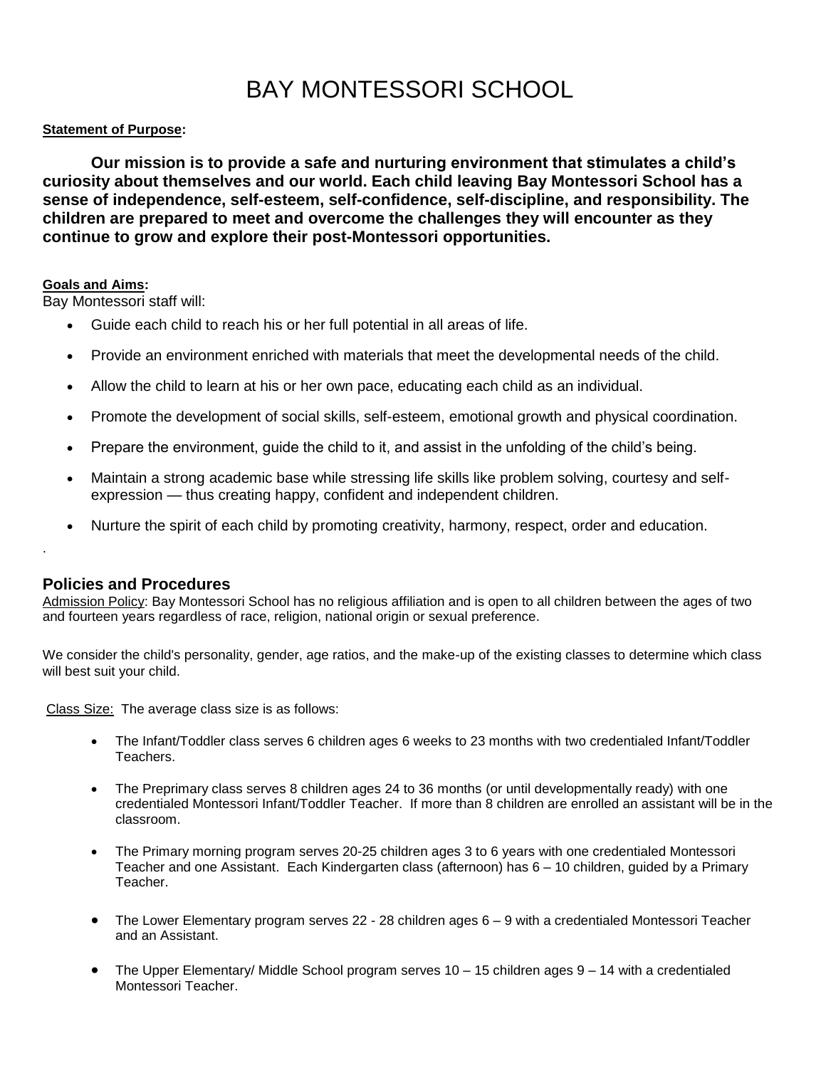# BAY MONTESSORI SCHOOL

**Statement of Purpose:**

**Our mission is to provide a safe and nurturing environment that stimulates a child's curiosity about themselves and our world. Each child leaving Bay Montessori School has a sense of independence, self-esteem, self-confidence, self-discipline, and responsibility. The children are prepared to meet and overcome the challenges they will encounter as they continue to grow and explore their post-Montessori opportunities.**

**Goals and Aims:**

Bay Montessori staff will:

- Guide each child to reach his or her full potential in all areas of life.
- Provide an environment enriched with materials that meet the developmental needs of the child.
- Allow the child to learn at his or her own pace, educating each child as an individual.
- Promote the development of social skills, self-esteem, emotional growth and physical coordination.
- Prepare the environment, guide the child to it, and assist in the unfolding of the child's being.
- Maintain a strong academic base while stressing life skills like problem solving, courtesy and self-expression — thus creating happy, confident and independent children.
- Nurture the spirit of each child by promoting creativity, harmony, respect, order and education.

.

## Policies and Procedures

Admission Policy: Bay Montessori School has no religious affiliation and is open to all children between the ages of two and fourteen years regardless of race, religion, national origin or sexual preference.

We consider the child's personality, gender, age ratios, and the make-up of the existing classes to determine which class will best suit your child.

Class Size: The average class size is as follows:

- The Infant/Toddler class serves 6 children ages 6 weeks to 23 months with two credentialed Infant/Toddler Teachers.
- The Preprimary class serves 8 children ages 24 to 36 months (or until developmentally ready) with one credentialed Montessori Infant/Toddler Teacher. If more than 8 children are enrolled an assistant will be in the classroom.
- The Primary morning program serves 20-25 children ages 3 to 6 years with one credentialed Montessori Teacher and one Assistant. Each Kindergarten class (afternoon) has 6 – 10 children, guided by a Primary Teacher.
- The Lower Elementary program serves 22 - 28 children ages 6 – 9 with a credentialed Montessori Teacher and an Assistant.
- The Upper Elementary/ Middle School program serves 10 – 15 children ages 9 – 14 with a credentialed Montessori Teacher.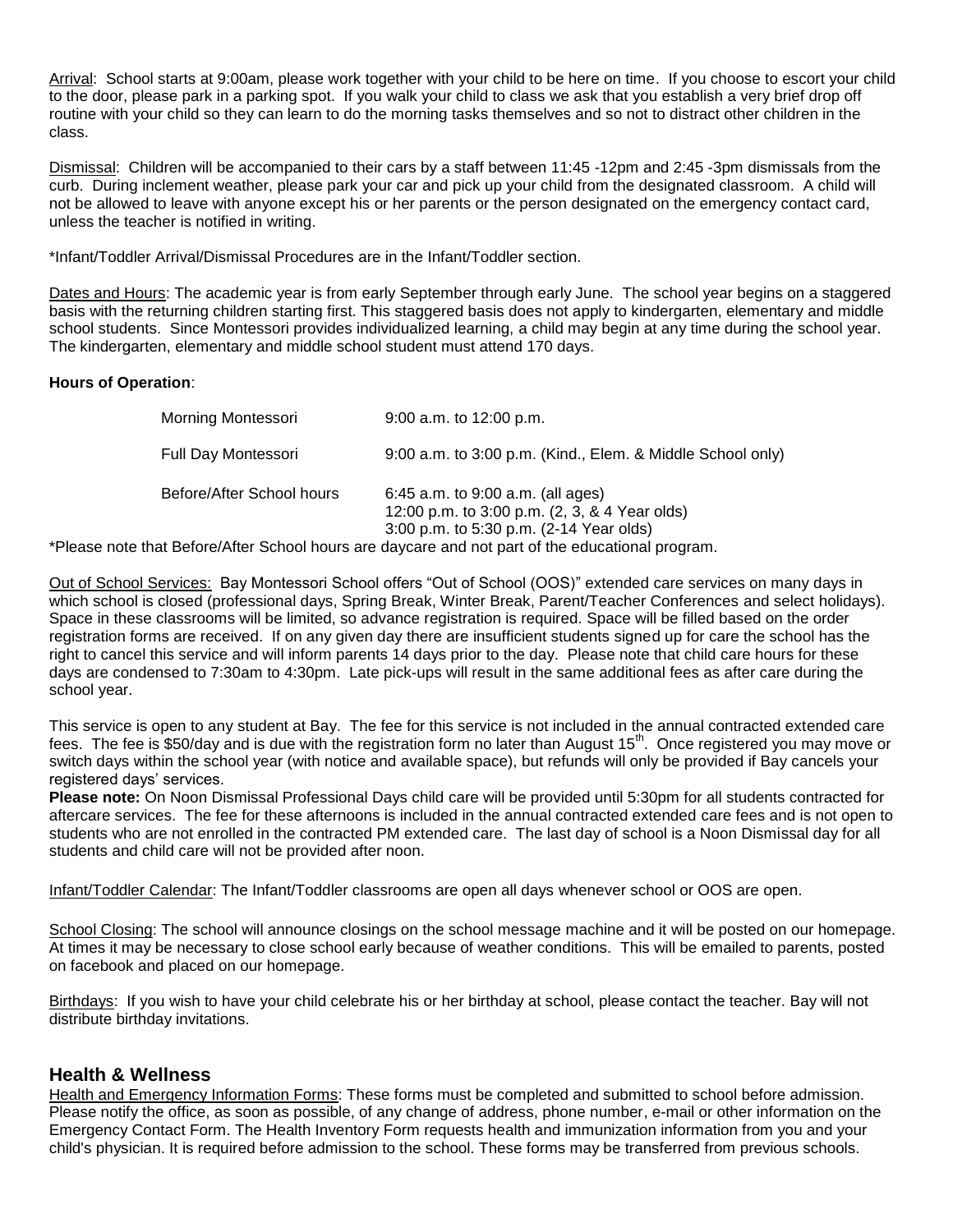Arrival: School starts at 9:00am, please work together with your child to be here on time. If you choose to escort your child to the door, please park in a parking spot. If you walk your child to class we ask that you establish a very brief drop off routine with your child so they can learn to do the morning tasks themselves and so not to distract other children in the class.

Dismissal: Children will be accompanied to their cars by a staff between 11:45 -12pm and 2:45 -3pm dismissals from the curb. During inclement weather, please park your car and pick up your child from the designated classroom. A child will not be allowed to leave with anyone except his or her parents or the person designated on the emergency contact card, unless the teacher is notified in writing.

*Infant/Toddler Arrival/Dismissal Procedures are in the Infant/Toddler section.

Dates and Hours: The academic year is from early September through early June. The school year begins on a staggered basis with the returning children starting first. This staggered basis does not apply to kindergarten, elementary and middle school students. Since Montessori provides individualized learning, a child may begin at any time during the school year. The kindergarten, elementary and middle school student must attend 170 days.

**Hours of Operation**:

| | |
|---|---|
| Morning Montessori | 9:00 a.m. to 12:00 p.m. |
| Full Day Montessori | 9:00 a.m. to 3:00 p.m. (Kind., Elem. & Middle School only) |
| Before/After School hours | 6:45 a.m. to 9:00 a.m. (all ages)<br>12:00 p.m. to 3:00 p.m. (2, 3, & 4 Year olds)<br>3:00 p.m. to 5:30 p.m. (2-14 Year olds) |

*Please note that Before/After School hours are daycare and not part of the educational program.

Out of School Services: Bay Montessori School offers "Out of School (OOS)" extended care services on many days in which school is closed (professional days, Spring Break, Winter Break, Parent/Teacher Conferences and select holidays). Space in these classrooms will be limited, so advance registration is required. Space will be filled based on the order registration forms are received. If on any given day there are insufficient students signed up for care the school has the right to cancel this service and will inform parents 14 days prior to the day. Please note that child care hours for these days are condensed to 7:30am to 4:30pm. Late pick-ups will result in the same additional fees as after care during the school year.

This service is open to any student at Bay. The fee for this service is not included in the annual contracted extended care fees. The fee is $50/day and is due with the registration form no later than August 15th. Once registered you may move or switch days within the school year (with notice and available space), but refunds will only be provided if Bay cancels your registered days' services.

**Please note:** On Noon Dismissal Professional Days child care will be provided until 5:30pm for all students contracted for aftercare services. The fee for these afternoons is included in the annual contracted extended care fees and is not open to students who are not enrolled in the contracted PM extended care. The last day of school is a Noon Dismissal day for all students and child care will not be provided after noon.

Infant/Toddler Calendar: The Infant/Toddler classrooms are open all days whenever school or OOS are open.

School Closing: The school will announce closings on the school message machine and it will be posted on our homepage. At times it may be necessary to close school early because of weather conditions. This will be emailed to parents, posted on facebook and placed on our homepage.

Birthdays: If you wish to have your child celebrate his or her birthday at school, please contact the teacher. Bay will not distribute birthday invitations.

## Health & Wellness

Health and Emergency Information Forms: These forms must be completed and submitted to school before admission. Please notify the office, as soon as possible, of any change of address, phone number, e-mail or other information on the Emergency Contact Form. The Health Inventory Form requests health and immunization information from you and your child's physician. It is required before admission to the school. These forms may be transferred from previous schools.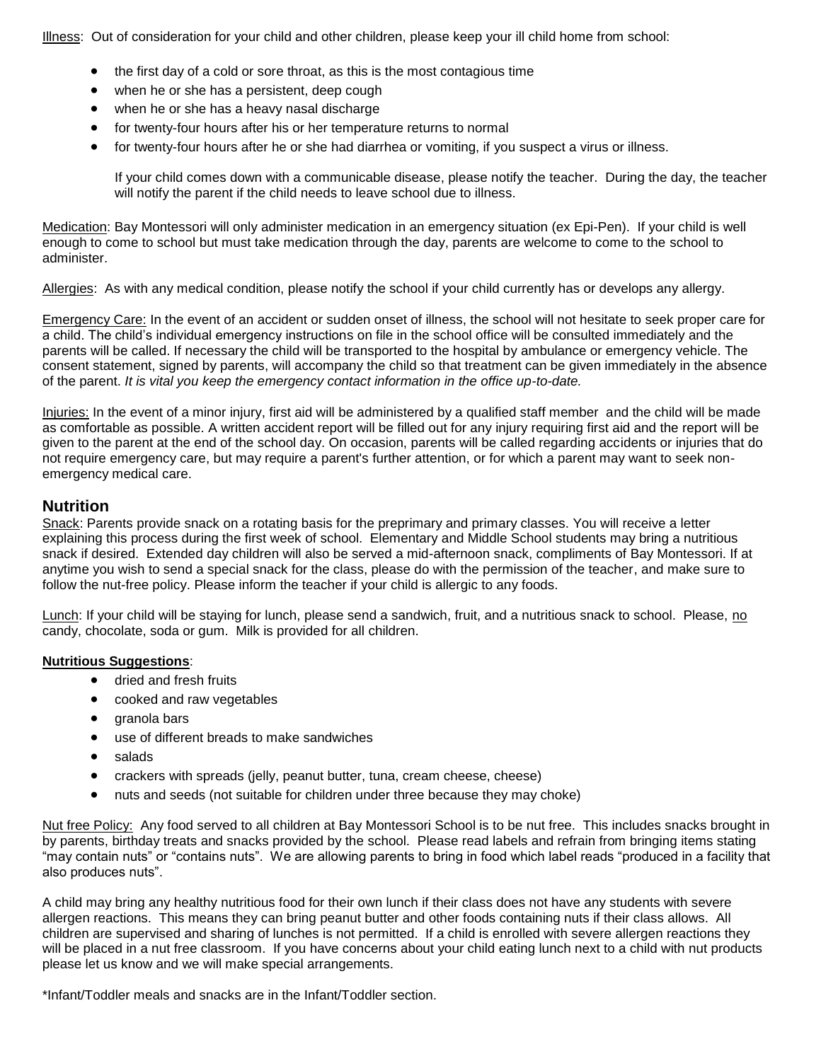Illness: Out of consideration for your child and other children, please keep your ill child home from school:

- the first day of a cold or sore throat, as this is the most contagious time
- when he or she has a persistent, deep cough
- when he or she has a heavy nasal discharge
- for twenty-four hours after his or her temperature returns to normal
- for twenty-four hours after he or she had diarrhea or vomiting, if you suspect a virus or illness.

  If your child comes down with a communicable disease, please notify the teacher. During the day, the teacher will notify the parent if the child needs to leave school due to illness.

Medication: Bay Montessori will only administer medication in an emergency situation (ex Epi-Pen). If your child is well enough to come to school but must take medication through the day, parents are welcome to come to the school to administer.

Allergies: As with any medical condition, please notify the school if your child currently has or develops any allergy.

Emergency Care: In the event of an accident or sudden onset of illness, the school will not hesitate to seek proper care for a child. The child's individual emergency instructions on file in the school office will be consulted immediately and the parents will be called. If necessary the child will be transported to the hospital by ambulance or emergency vehicle. The consent statement, signed by parents, will accompany the child so that treatment can be given immediately in the absence of the parent. *It is vital you keep the emergency contact information in the office up-to-date.*

Injuries: In the event of a minor injury, first aid will be administered by a qualified staff member and the child will be made as comfortable as possible. A written accident report will be filled out for any injury requiring first aid and the report will be given to the parent at the end of the school day. On occasion, parents will be called regarding accidents or injuries that do not require emergency care, but may require a parent's further attention, or for which a parent may want to seek non-emergency medical care.

## Nutrition

Snack: Parents provide snack on a rotating basis for the preprimary and primary classes. You will receive a letter explaining this process during the first week of school. Elementary and Middle School students may bring a nutritious snack if desired. Extended day children will also be served a mid-afternoon snack, compliments of Bay Montessori. If at anytime you wish to send a special snack for the class, please do with the permission of the teacher, and make sure to follow the nut-free policy. Please inform the teacher if your child is allergic to any foods.

Lunch: If your child will be staying for lunch, please send a sandwich, fruit, and a nutritious snack to school. Please, no candy, chocolate, soda or gum. Milk is provided for all children.

**Nutritious Suggestions**:

- dried and fresh fruits
- cooked and raw vegetables
- granola bars
- use of different breads to make sandwiches
- salads
- crackers with spreads (jelly, peanut butter, tuna, cream cheese, cheese)
- nuts and seeds (not suitable for children under three because they may choke)

Nut free Policy: Any food served to all children at Bay Montessori School is to be nut free. This includes snacks brought in by parents, birthday treats and snacks provided by the school. Please read labels and refrain from bringing items stating "may contain nuts" or "contains nuts". We are allowing parents to bring in food which label reads "produced in a facility that also produces nuts".

A child may bring any healthy nutritious food for their own lunch if their class does not have any students with severe allergen reactions. This means they can bring peanut butter and other foods containing nuts if their class allows. All children are supervised and sharing of lunches is not permitted. If a child is enrolled with severe allergen reactions they will be placed in a nut free classroom. If you have concerns about your child eating lunch next to a child with nut products please let us know and we will make special arrangements.

*Infant/Toddler meals and snacks are in the Infant/Toddler section.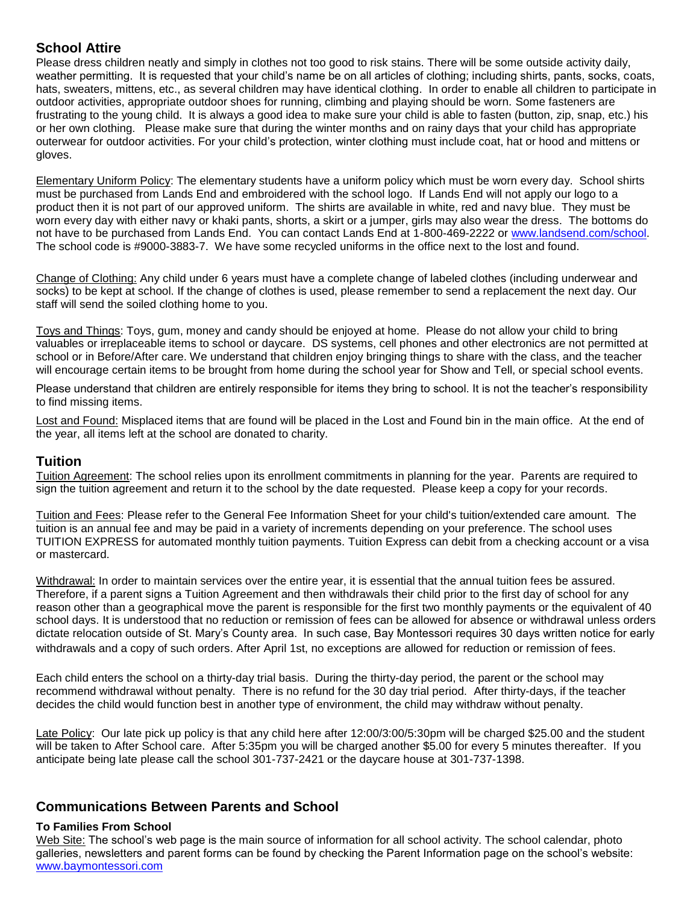## School Attire

Please dress children neatly and simply in clothes not too good to risk stains. There will be some outside activity daily, weather permitting. It is requested that your child's name be on all articles of clothing; including shirts, pants, socks, coats, hats, sweaters, mittens, etc., as several children may have identical clothing. In order to enable all children to participate in outdoor activities, appropriate outdoor shoes for running, climbing and playing should be worn. Some fasteners are frustrating to the young child. It is always a good idea to make sure your child is able to fasten (button, zip, snap, etc.) his or her own clothing. Please make sure that during the winter months and on rainy days that your child has appropriate outerwear for outdoor activities. For your child's protection, winter clothing must include coat, hat or hood and mittens or gloves.

Elementary Uniform Policy: The elementary students have a uniform policy which must be worn every day. School shirts must be purchased from Lands End and embroidered with the school logo. If Lands End will not apply our logo to a product then it is not part of our approved uniform. The shirts are available in white, red and navy blue. They must be worn every day with either navy or khaki pants, shorts, a skirt or a jumper, girls may also wear the dress. The bottoms do not have to be purchased from Lands End. You can contact Lands End at 1-800-469-2222 or www.landsend.com/school. The school code is #9000-3883-7. We have some recycled uniforms in the office next to the lost and found.

Change of Clothing: Any child under 6 years must have a complete change of labeled clothes (including underwear and socks) to be kept at school. If the change of clothes is used, please remember to send a replacement the next day. Our staff will send the soiled clothing home to you.

Toys and Things: Toys, gum, money and candy should be enjoyed at home. Please do not allow your child to bring valuables or irreplaceable items to school or daycare. DS systems, cell phones and other electronics are not permitted at school or in Before/After care. We understand that children enjoy bringing things to share with the class, and the teacher will encourage certain items to be brought from home during the school year for Show and Tell, or special school events.

Please understand that children are entirely responsible for items they bring to school. It is not the teacher's responsibility to find missing items.

Lost and Found: Misplaced items that are found will be placed in the Lost and Found bin in the main office. At the end of the year, all items left at the school are donated to charity.

## Tuition

Tuition Agreement: The school relies upon its enrollment commitments in planning for the year. Parents are required to sign the tuition agreement and return it to the school by the date requested. Please keep a copy for your records.

Tuition and Fees: Please refer to the General Fee Information Sheet for your child's tuition/extended care amount. The tuition is an annual fee and may be paid in a variety of increments depending on your preference. The school uses TUITION EXPRESS for automated monthly tuition payments. Tuition Express can debit from a checking account or a visa or mastercard.

Withdrawal: In order to maintain services over the entire year, it is essential that the annual tuition fees be assured. Therefore, if a parent signs a Tuition Agreement and then withdrawals their child prior to the first day of school for any reason other than a geographical move the parent is responsible for the first two monthly payments or the equivalent of 40 school days. It is understood that no reduction or remission of fees can be allowed for absence or withdrawal unless orders dictate relocation outside of St. Mary's County area. In such case, Bay Montessori requires 30 days written notice for early withdrawals and a copy of such orders. After April 1st, no exceptions are allowed for reduction or remission of fees.

Each child enters the school on a thirty-day trial basis. During the thirty-day period, the parent or the school may recommend withdrawal without penalty. There is no refund for the 30 day trial period. After thirty-days, if the teacher decides the child would function best in another type of environment, the child may withdraw without penalty.

Late Policy: Our late pick up policy is that any child here after 12:00/3:00/5:30pm will be charged $25.00 and the student will be taken to After School care. After 5:35pm you will be charged another $5.00 for every 5 minutes thereafter. If you anticipate being late please call the school 301-737-2421 or the daycare house at 301-737-1398.

## Communications Between Parents and School

**To Families From School**

Web Site: The school's web page is the main source of information for all school activity. The school calendar, photo galleries, newsletters and parent forms can be found by checking the Parent Information page on the school's website: www.baymontessori.com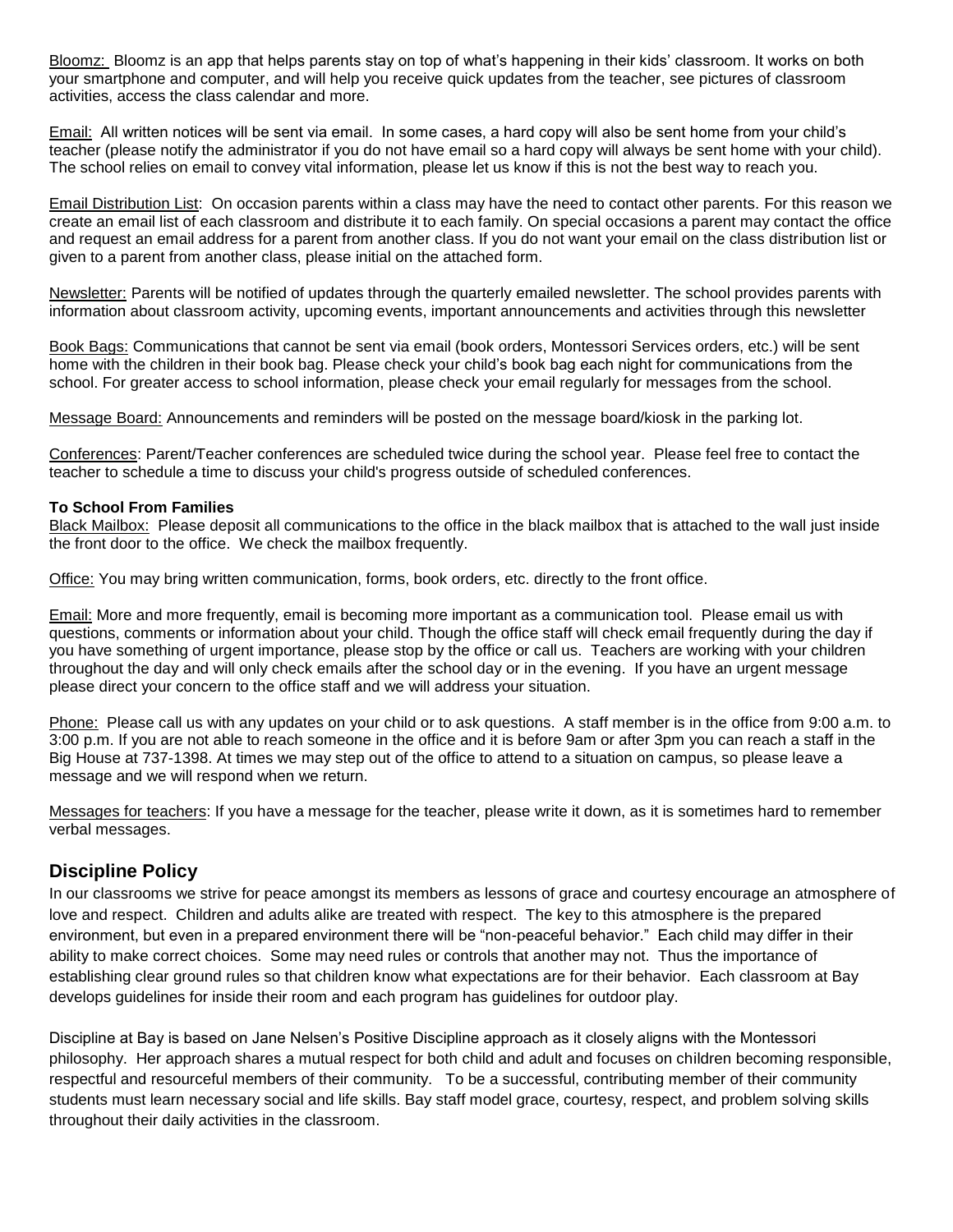<u>Bloomz:</u> Bloomz is an app that helps parents stay on top of what's happening in their kids' classroom. It works on both your smartphone and computer, and will help you receive quick updates from the teacher, see pictures of classroom activities, access the class calendar and more.

<u>Email:</u> All written notices will be sent via email. In some cases, a hard copy will also be sent home from your child's teacher (please notify the administrator if you do not have email so a hard copy will always be sent home with your child). The school relies on email to convey vital information, please let us know if this is not the best way to reach you.

<u>Email Distribution List</u>: On occasion parents within a class may have the need to contact other parents. For this reason we create an email list of each classroom and distribute it to each family. On special occasions a parent may contact the office and request an email address for a parent from another class. If you do not want your email on the class distribution list or given to a parent from another class, please initial on the attached form.

<u>Newsletter:</u> Parents will be notified of updates through the quarterly emailed newsletter. The school provides parents with information about classroom activity, upcoming events, important announcements and activities through this newsletter

<u>Book Bags:</u> Communications that cannot be sent via email (book orders, Montessori Services orders, etc.) will be sent home with the children in their book bag. Please check your child's book bag each night for communications from the school. For greater access to school information, please check your email regularly for messages from the school.

<u>Message Board:</u> Announcements and reminders will be posted on the message board/kiosk in the parking lot.

<u>Conferences</u>: Parent/Teacher conferences are scheduled twice during the school year. Please feel free to contact the teacher to schedule a time to discuss your child's progress outside of scheduled conferences.

**To School From Families**

<u>Black Mailbox:</u> Please deposit all communications to the office in the black mailbox that is attached to the wall just inside the front door to the office. We check the mailbox frequently.

<u>Office:</u> You may bring written communication, forms, book orders, etc. directly to the front office.

<u>Email:</u> More and more frequently, email is becoming more important as a communication tool. Please email us with questions, comments or information about your child. Though the office staff will check email frequently during the day if you have something of urgent importance, please stop by the office or call us. Teachers are working with your children throughout the day and will only check emails after the school day or in the evening. If you have an urgent message please direct your concern to the office staff and we will address your situation.

<u>Phone:</u> Please call us with any updates on your child or to ask questions. A staff member is in the office from 9:00 a.m. to 3:00 p.m. If you are not able to reach someone in the office and it is before 9am or after 3pm you can reach a staff in the Big House at 737-1398. At times we may step out of the office to attend to a situation on campus, so please leave a message and we will respond when we return.

<u>Messages for teachers</u>: If you have a message for the teacher, please write it down, as it is sometimes hard to remember verbal messages.

## Discipline Policy

In our classrooms we strive for peace amongst its members as lessons of grace and courtesy encourage an atmosphere of love and respect. Children and adults alike are treated with respect. The key to this atmosphere is the prepared environment, but even in a prepared environment there will be "non-peaceful behavior." Each child may differ in their ability to make correct choices. Some may need rules or controls that another may not. Thus the importance of establishing clear ground rules so that children know what expectations are for their behavior. Each classroom at Bay develops guidelines for inside their room and each program has guidelines for outdoor play.

Discipline at Bay is based on Jane Nelsen's Positive Discipline approach as it closely aligns with the Montessori philosophy. Her approach shares a mutual respect for both child and adult and focuses on children becoming responsible, respectful and resourceful members of their community. To be a successful, contributing member of their community students must learn necessary social and life skills. Bay staff model grace, courtesy, respect, and problem solving skills throughout their daily activities in the classroom.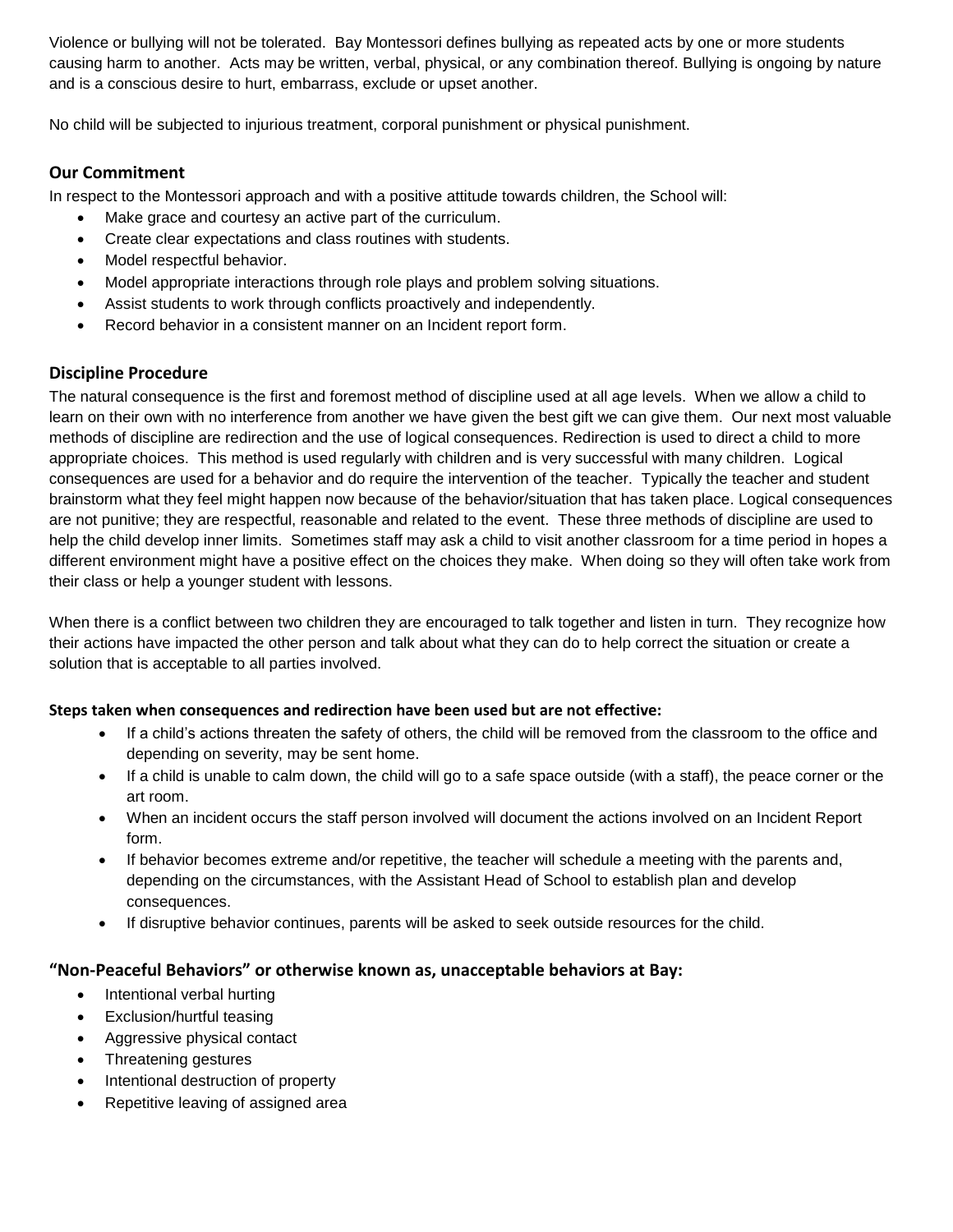Violence or bullying will not be tolerated. Bay Montessori defines bullying as repeated acts by one or more students causing harm to another. Acts may be written, verbal, physical, or any combination thereof. Bullying is ongoing by nature and is a conscious desire to hurt, embarrass, exclude or upset another.

No child will be subjected to injurious treatment, corporal punishment or physical punishment.

## Our Commitment

In respect to the Montessori approach and with a positive attitude towards children, the School will:

- Make grace and courtesy an active part of the curriculum.
- Create clear expectations and class routines with students.
- Model respectful behavior.
- Model appropriate interactions through role plays and problem solving situations.
- Assist students to work through conflicts proactively and independently.
- Record behavior in a consistent manner on an Incident report form.

## Discipline Procedure

The natural consequence is the first and foremost method of discipline used at all age levels. When we allow a child to learn on their own with no interference from another we have given the best gift we can give them. Our next most valuable methods of discipline are redirection and the use of logical consequences. Redirection is used to direct a child to more appropriate choices. This method is used regularly with children and is very successful with many children. Logical consequences are used for a behavior and do require the intervention of the teacher. Typically the teacher and student brainstorm what they feel might happen now because of the behavior/situation that has taken place. Logical consequences are not punitive; they are respectful, reasonable and related to the event. These three methods of discipline are used to help the child develop inner limits. Sometimes staff may ask a child to visit another classroom for a time period in hopes a different environment might have a positive effect on the choices they make. When doing so they will often take work from their class or help a younger student with lessons.

When there is a conflict between two children they are encouraged to talk together and listen in turn. They recognize how their actions have impacted the other person and talk about what they can do to help correct the situation or create a solution that is acceptable to all parties involved.

**Steps taken when consequences and redirection have been used but are not effective:**

- If a child's actions threaten the safety of others, the child will be removed from the classroom to the office and depending on severity, may be sent home.
- If a child is unable to calm down, the child will go to a safe space outside (with a staff), the peace corner or the art room.
- When an incident occurs the staff person involved will document the actions involved on an Incident Report form.
- If behavior becomes extreme and/or repetitive, the teacher will schedule a meeting with the parents and, depending on the circumstances, with the Assistant Head of School to establish plan and develop consequences.
- If disruptive behavior continues, parents will be asked to seek outside resources for the child.

## "Non-Peaceful Behaviors" or otherwise known as, unacceptable behaviors at Bay:

- Intentional verbal hurting
- Exclusion/hurtful teasing
- Aggressive physical contact
- Threatening gestures
- Intentional destruction of property
- Repetitive leaving of assigned area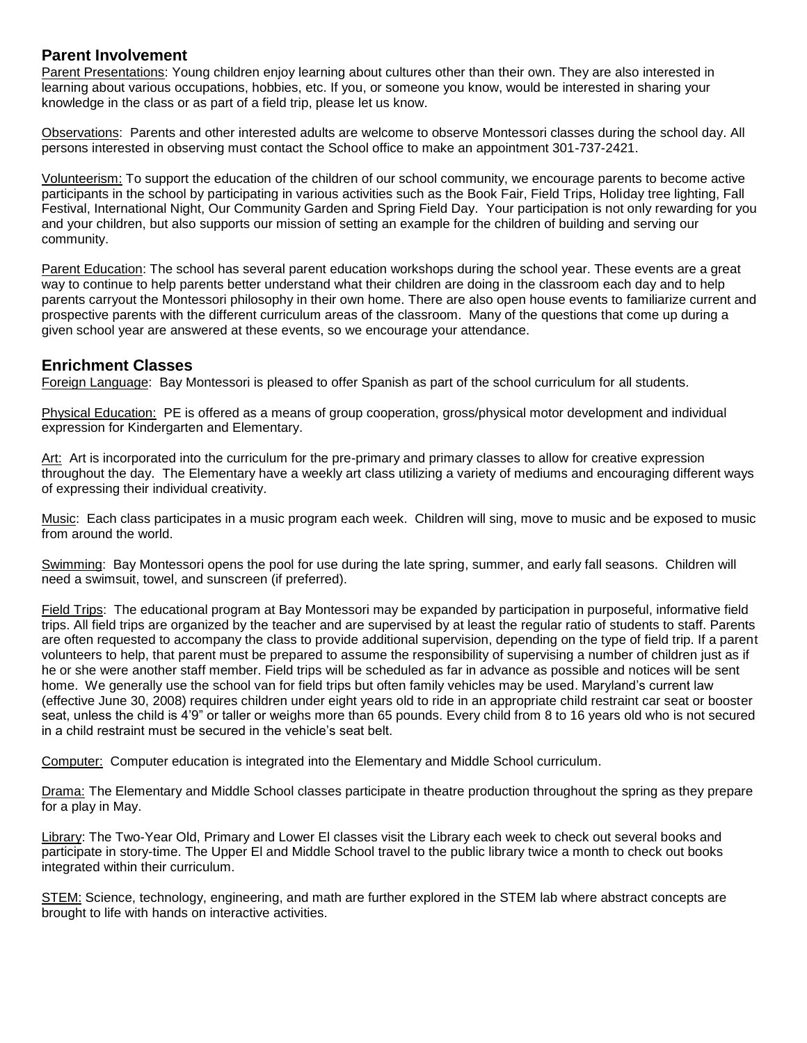## Parent Involvement

Parent Presentations: Young children enjoy learning about cultures other than their own. They are also interested in learning about various occupations, hobbies, etc. If you, or someone you know, would be interested in sharing your knowledge in the class or as part of a field trip, please let us know.

Observations: Parents and other interested adults are welcome to observe Montessori classes during the school day. All persons interested in observing must contact the School office to make an appointment 301-737-2421.

Volunteerism: To support the education of the children of our school community, we encourage parents to become active participants in the school by participating in various activities such as the Book Fair, Field Trips, Holiday tree lighting, Fall Festival, International Night, Our Community Garden and Spring Field Day. Your participation is not only rewarding for you and your children, but also supports our mission of setting an example for the children of building and serving our community.

Parent Education: The school has several parent education workshops during the school year. These events are a great way to continue to help parents better understand what their children are doing in the classroom each day and to help parents carryout the Montessori philosophy in their own home. There are also open house events to familiarize current and prospective parents with the different curriculum areas of the classroom. Many of the questions that come up during a given school year are answered at these events, so we encourage your attendance.

## Enrichment Classes

Foreign Language: Bay Montessori is pleased to offer Spanish as part of the school curriculum for all students.

Physical Education: PE is offered as a means of group cooperation, gross/physical motor development and individual expression for Kindergarten and Elementary.

Art: Art is incorporated into the curriculum for the pre-primary and primary classes to allow for creative expression throughout the day. The Elementary have a weekly art class utilizing a variety of mediums and encouraging different ways of expressing their individual creativity.

Music: Each class participates in a music program each week. Children will sing, move to music and be exposed to music from around the world.

Swimming: Bay Montessori opens the pool for use during the late spring, summer, and early fall seasons. Children will need a swimsuit, towel, and sunscreen (if preferred).

Field Trips: The educational program at Bay Montessori may be expanded by participation in purposeful, informative field trips. All field trips are organized by the teacher and are supervised by at least the regular ratio of students to staff. Parents are often requested to accompany the class to provide additional supervision, depending on the type of field trip. If a parent volunteers to help, that parent must be prepared to assume the responsibility of supervising a number of children just as if he or she were another staff member. Field trips will be scheduled as far in advance as possible and notices will be sent home. We generally use the school van for field trips but often family vehicles may be used. Maryland's current law (effective June 30, 2008) requires children under eight years old to ride in an appropriate child restraint car seat or booster seat, unless the child is 4'9" or taller or weighs more than 65 pounds. Every child from 8 to 16 years old who is not secured in a child restraint must be secured in the vehicle's seat belt.

Computer: Computer education is integrated into the Elementary and Middle School curriculum.

Drama: The Elementary and Middle School classes participate in theatre production throughout the spring as they prepare for a play in May.

Library: The Two-Year Old, Primary and Lower El classes visit the Library each week to check out several books and participate in story-time. The Upper El and Middle School travel to the public library twice a month to check out books integrated within their curriculum.

STEM: Science, technology, engineering, and math are further explored in the STEM lab where abstract concepts are brought to life with hands on interactive activities.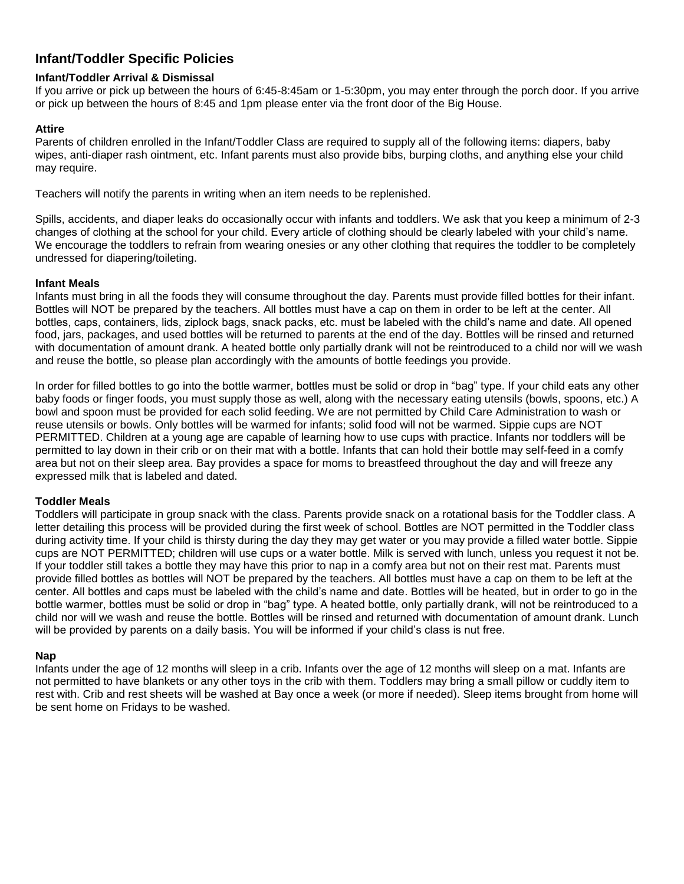## Infant/Toddler Specific Policies

### Infant/Toddler Arrival & Dismissal

If you arrive or pick up between the hours of 6:45-8:45am or 1-5:30pm, you may enter through the porch door. If you arrive or pick up between the hours of 8:45 and 1pm please enter via the front door of the Big House.

### Attire

Parents of children enrolled in the Infant/Toddler Class are required to supply all of the following items: diapers, baby wipes, anti-diaper rash ointment, etc. Infant parents must also provide bibs, burping cloths, and anything else your child may require.

Teachers will notify the parents in writing when an item needs to be replenished.

Spills, accidents, and diaper leaks do occasionally occur with infants and toddlers. We ask that you keep a minimum of 2-3 changes of clothing at the school for your child. Every article of clothing should be clearly labeled with your child's name. We encourage the toddlers to refrain from wearing onesies or any other clothing that requires the toddler to be completely undressed for diapering/toileting.

### Infant Meals

Infants must bring in all the foods they will consume throughout the day. Parents must provide filled bottles for their infant. Bottles will NOT be prepared by the teachers. All bottles must have a cap on them in order to be left at the center. All bottles, caps, containers, lids, ziplock bags, snack packs, etc. must be labeled with the child's name and date. All opened food, jars, packages, and used bottles will be returned to parents at the end of the day. Bottles will be rinsed and returned with documentation of amount drank. A heated bottle only partially drank will not be reintroduced to a child nor will we wash and reuse the bottle, so please plan accordingly with the amounts of bottle feedings you provide.

In order for filled bottles to go into the bottle warmer, bottles must be solid or drop in "bag" type. If your child eats any other baby foods or finger foods, you must supply those as well, along with the necessary eating utensils (bowls, spoons, etc.) A bowl and spoon must be provided for each solid feeding. We are not permitted by Child Care Administration to wash or reuse utensils or bowls. Only bottles will be warmed for infants; solid food will not be warmed. Sippie cups are NOT PERMITTED. Children at a young age are capable of learning how to use cups with practice. Infants nor toddlers will be permitted to lay down in their crib or on their mat with a bottle. Infants that can hold their bottle may self-feed in a comfy area but not on their sleep area. Bay provides a space for moms to breastfeed throughout the day and will freeze any expressed milk that is labeled and dated.

### Toddler Meals

Toddlers will participate in group snack with the class. Parents provide snack on a rotational basis for the Toddler class. A letter detailing this process will be provided during the first week of school. Bottles are NOT permitted in the Toddler class during activity time. If your child is thirsty during the day they may get water or you may provide a filled water bottle. Sippie cups are NOT PERMITTED; children will use cups or a water bottle. Milk is served with lunch, unless you request it not be. If your toddler still takes a bottle they may have this prior to nap in a comfy area but not on their rest mat. Parents must provide filled bottles as bottles will NOT be prepared by the teachers. All bottles must have a cap on them to be left at the center. All bottles and caps must be labeled with the child's name and date. Bottles will be heated, but in order to go in the bottle warmer, bottles must be solid or drop in "bag" type. A heated bottle, only partially drank, will not be reintroduced to a child nor will we wash and reuse the bottle. Bottles will be rinsed and returned with documentation of amount drank. Lunch will be provided by parents on a daily basis. You will be informed if your child's class is nut free.

### Nap

Infants under the age of 12 months will sleep in a crib. Infants over the age of 12 months will sleep on a mat. Infants are not permitted to have blankets or any other toys in the crib with them. Toddlers may bring a small pillow or cuddly item to rest with. Crib and rest sheets will be washed at Bay once a week (or more if needed). Sleep items brought from home will be sent home on Fridays to be washed.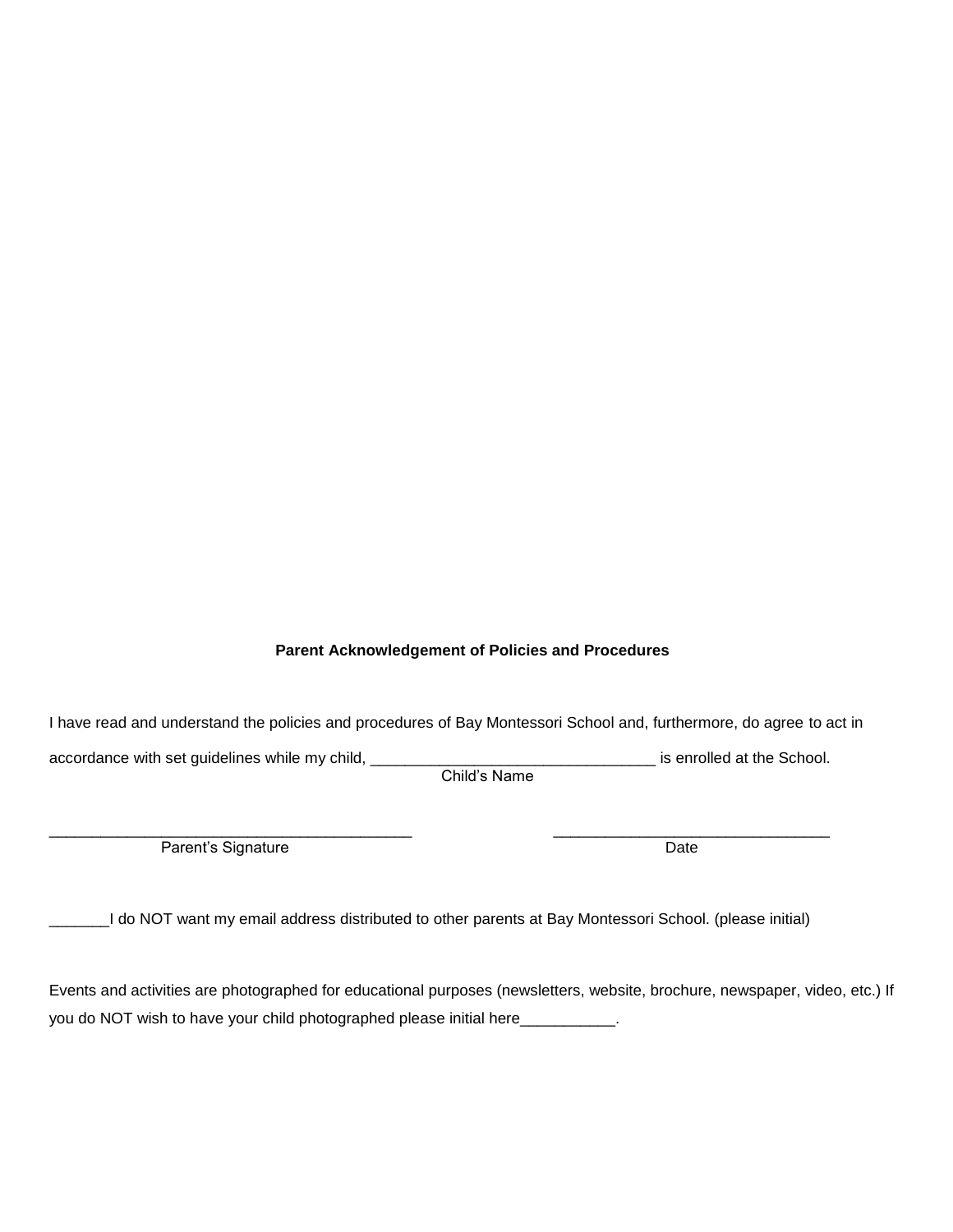**Parent Acknowledgement of Policies and Procedures**

I have read and understand the policies and procedures of Bay Montessori School and, furthermore, do agree to act in accordance with set guidelines while my child, _________________________________ is enrolled at the School.
Child's Name

___________________________________________ _______________________________
Parent's Signature Date

_______I do NOT want my email address distributed to other parents at Bay Montessori School. (please initial)

Events and activities are photographed for educational purposes (newsletters, website, brochure, newspaper, video, etc.) If you do NOT wish to have your child photographed please initial here___________.